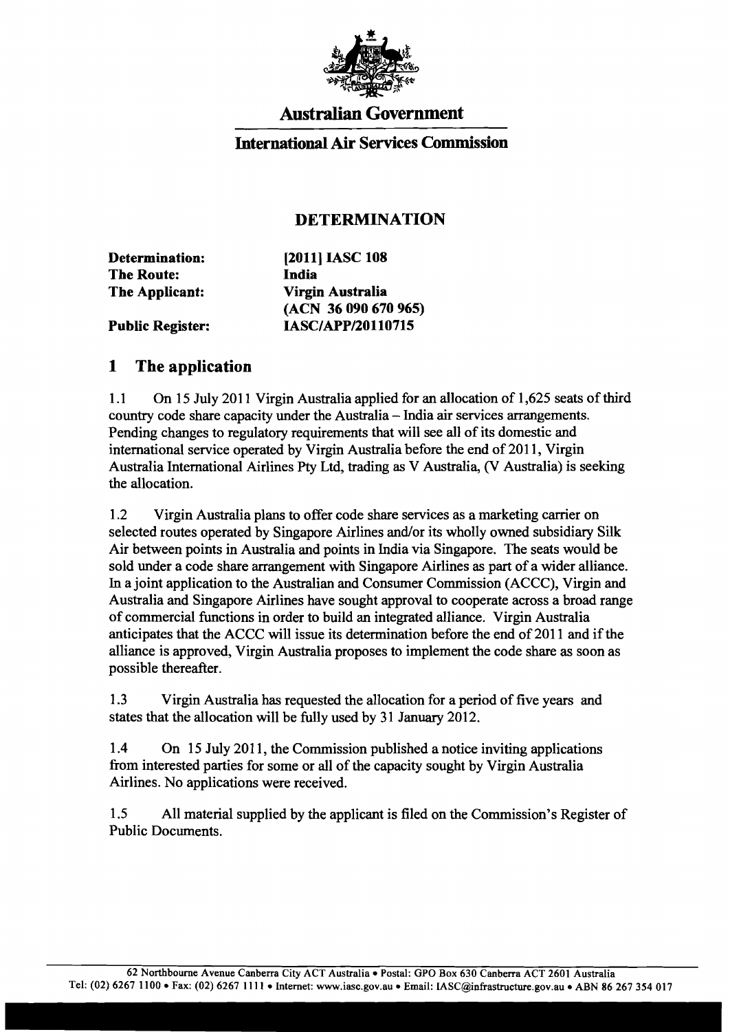# Australian Government

## International Air Services Commission

### DETERMINATION

| | |
|---|---|
| **Determination:** | **[2011] IASC 108** |
| **The Route:** | **India** |
| **The Applicant:** | **Virgin Australia (ACN 36 090 670 965)** |
| **Public Register:** | **IASC/APP/20110715** |

## 1 The application

1.1 On 15 July 2011 Virgin Australia applied for an allocation of 1,625 seats of third country code share capacity under the Australia – India air services arrangements. Pending changes to regulatory requirements that will see all of its domestic and international service operated by Virgin Australia before the end of 2011, Virgin Australia International Airlines Pty Ltd, trading as V Australia, (V Australia) is seeking the allocation.

1.2 Virgin Australia plans to offer code share services as a marketing carrier on selected routes operated by Singapore Airlines and/or its wholly owned subsidiary Silk Air between points in Australia and points in India via Singapore. The seats would be sold under a code share arrangement with Singapore Airlines as part of a wider alliance. In a joint application to the Australian and Consumer Commission (ACCC), Virgin and Australia and Singapore Airlines have sought approval to cooperate across a broad range of commercial functions in order to build an integrated alliance. Virgin Australia anticipates that the ACCC will issue its determination before the end of 2011 and if the alliance is approved, Virgin Australia proposes to implement the code share as soon as possible thereafter.

1.3 Virgin Australia has requested the allocation for a period of five years and states that the allocation will be fully used by 31 January 2012.

1.4 On 15 July 2011, the Commission published a notice inviting applications from interested parties for some or all of the capacity sought by Virgin Australia Airlines. No applications were received.

1.5 All material supplied by the applicant is filed on the Commission's Register of Public Documents.

62 Northbourne Avenue Canberra City ACT Australia • Postal: GPO Box 630 Canberra ACT 2601 Australia
Tel: (02) 6267 1100 • Fax: (02) 6267 1111 • Internet: www.iasc.gov.au • Email: IASC@infrastructure.gov.au • ABN 86 267 354 017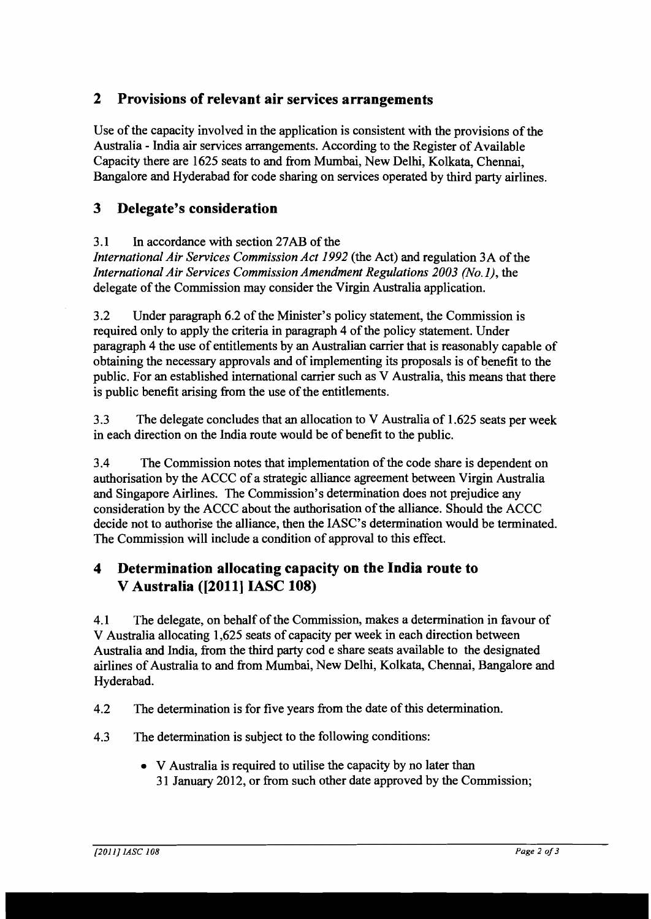## 2 Provisions of relevant air services arrangements

Use of the capacity involved in the application is consistent with the provisions of the Australia - India air services arrangements. According to the Register of Available Capacity there are 1625 seats to and from Mumbai, New Delhi, Kolkata, Chennai, Bangalore and Hyderabad for code sharing on services operated by third party airlines.

## 3 Delegate's consideration

3.1 In accordance with section 27AB of the *International Air Services Commission Act 1992* (the Act) and regulation 3A of the *International Air Services Commission Amendment Regulations 2003 (No.1)*, the delegate of the Commission may consider the Virgin Australia application.

3.2 Under paragraph 6.2 of the Minister's policy statement, the Commission is required only to apply the criteria in paragraph 4 of the policy statement. Under paragraph 4 the use of entitlements by an Australian carrier that is reasonably capable of obtaining the necessary approvals and of implementing its proposals is of benefit to the public. For an established international carrier such as V Australia, this means that there is public benefit arising from the use of the entitlements.

3.3 The delegate concludes that an allocation to V Australia of 1.625 seats per week in each direction on the India route would be of benefit to the public.

3.4 The Commission notes that implementation of the code share is dependent on authorisation by the ACCC of a strategic alliance agreement between Virgin Australia and Singapore Airlines. The Commission's determination does not prejudice any consideration by the ACCC about the authorisation of the alliance. Should the ACCC decide not to authorise the alliance, then the IASC's determination would be terminated. The Commission will include a condition of approval to this effect.

## 4 Determination allocating capacity on the India route to V Australia ([2011] IASC 108)

4.1 The delegate, on behalf of the Commission, makes a determination in favour of V Australia allocating 1,625 seats of capacity per week in each direction between Australia and India, from the third party cod e share seats available to the designated airlines of Australia to and from Mumbai, New Delhi, Kolkata, Chennai, Bangalore and Hyderabad.

4.2 The determination is for five years from the date of this determination.

4.3 The determination is subject to the following conditions:

- V Australia is required to utilise the capacity by no later than 31 January 2012, or from such other date approved by the Commission;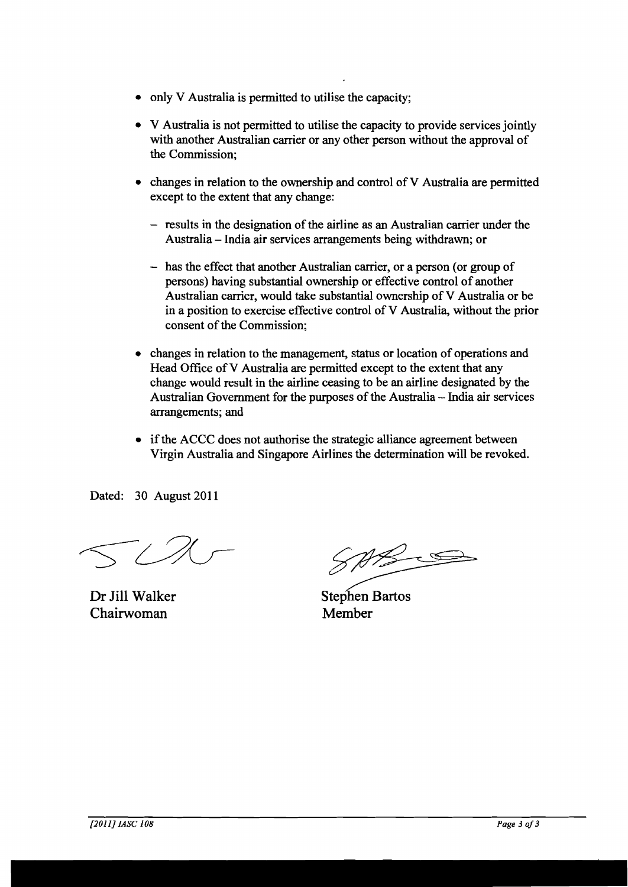- only V Australia is permitted to utilise the capacity;
- V Australia is not permitted to utilise the capacity to provide services jointly with another Australian carrier or any other person without the approval of the Commission;
- changes in relation to the ownership and control of V Australia are permitted except to the extent that any change:
  - results in the designation of the airline as an Australian carrier under the Australia – India air services arrangements being withdrawn; or
  - has the effect that another Australian carrier, or a person (or group of persons) having substantial ownership or effective control of another Australian carrier, would take substantial ownership of V Australia or be in a position to exercise effective control of V Australia, without the prior consent of the Commission;
- changes in relation to the management, status or location of operations and Head Office of V Australia are permitted except to the extent that any change would result in the airline ceasing to be an airline designated by the Australian Government for the purposes of the Australia – India air services arrangements; and
- if the ACCC does not authorise the strategic alliance agreement between Virgin Australia and Singapore Airlines the determination will be revoked.

Dated: 30 August 2011

| | |
|---|---|
| Dr Jill Walker | Stephen Bartos |
| Chairwoman | Member |

[2011] IASC 108